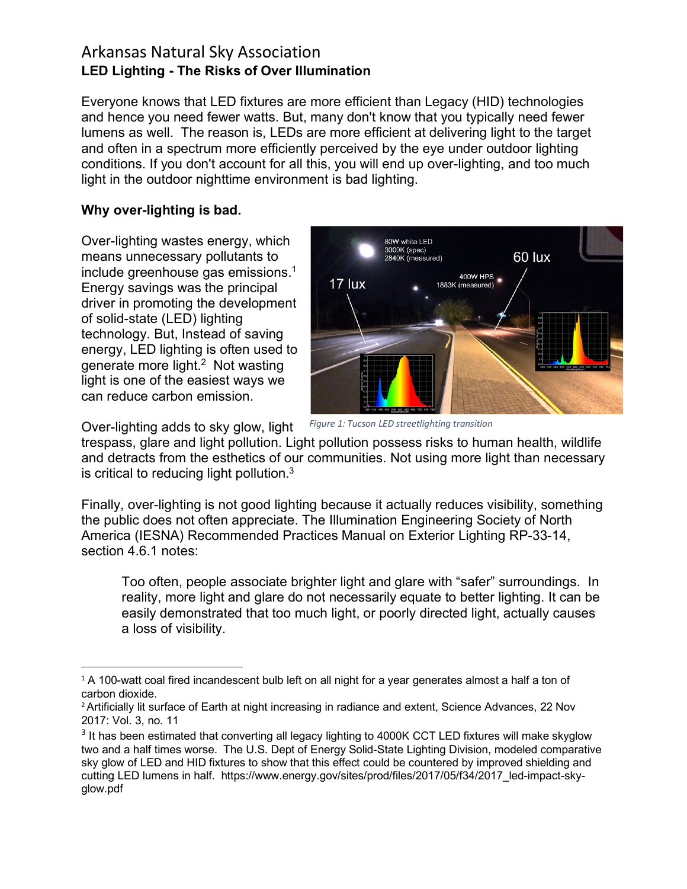# Arkansas Natural Sky Association

## LED Lighting - The Risks of Over Illumination

Everyone knows that LED fixtures are more efficient than Legacy (HID) technologies and hence you need fewer watts. But, many don't know that you typically need fewer lumens as well. The reason is, LEDs are more efficient at delivering light to the target and often in a spectrum more efficiently perceived by the eye under outdoor lighting conditions. If you don't account for all this, you will end up over-lighting, and too much light in the outdoor nighttime environment is bad lighting.

### Why over-lighting is bad.

Over-lighting wastes energy, which means unnecessary pollutants to include greenhouse gas emissions.[1] Energy savings was the principal driver in promoting the development of solid-state (LED) lighting technology. But, Instead of saving energy, LED lighting is often used to generate more light.[2] Not wasting light is one of the easiest ways we can reduce carbon emission.

*Figure 1: Tucson LED streetlighting transition*

Over-lighting adds to sky glow, light trespass, glare and light pollution. Light pollution possess risks to human health, wildlife and detracts from the esthetics of our communities. Not using more light than necessary is critical to reducing light pollution.[3]

Finally, over-lighting is not good lighting because it actually reduces visibility, something the public does not often appreciate. The Illumination Engineering Society of North America (IESNA) Recommended Practices Manual on Exterior Lighting RP-33-14, section 4.6.1 notes:

> Too often, people associate brighter light and glare with "safer" surroundings. In reality, more light and glare do not necessarily equate to better lighting. It can be easily demonstrated that too much light, or poorly directed light, actually causes a loss of visibility.

---

[1] A 100-watt coal fired incandescent bulb left on all night for a year generates almost a half a ton of carbon dioxide.

[2] Artificially lit surface of Earth at night increasing in radiance and extent, Science Advances, 22 Nov 2017: Vol. 3, no. 11

[3] It has been estimated that converting all legacy lighting to 4000K CCT LED fixtures will make skyglow two and a half times worse. The U.S. Dept of Energy Solid-State Lighting Division, modeled comparative sky glow of LED and HID fixtures to show that this effect could be countered by improved shielding and cutting LED lumens in half. https://www.energy.gov/sites/prod/files/2017/05/f34/2017_led-impact-sky-glow.pdf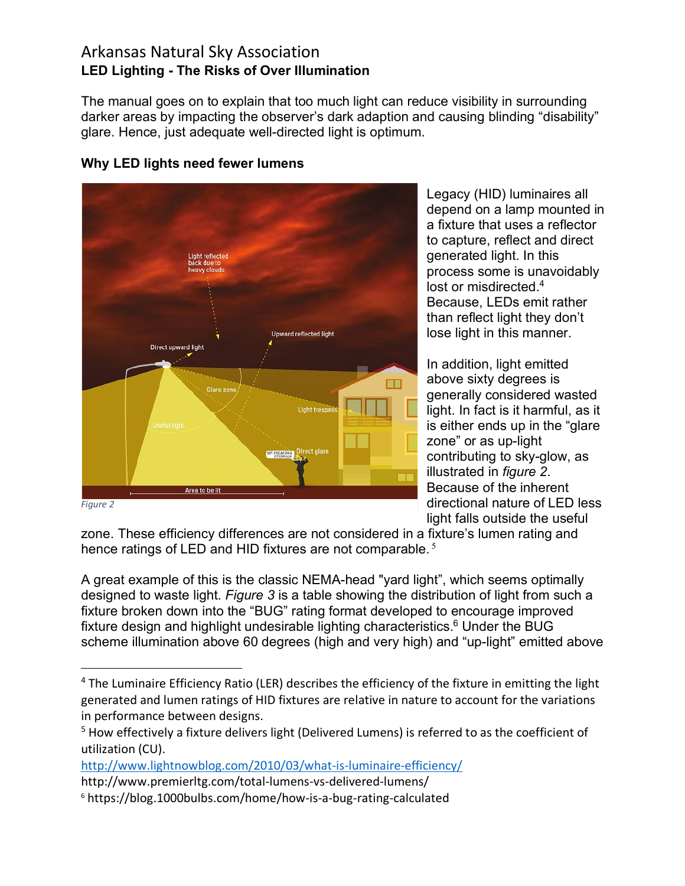The manual goes on to explain that too much light can reduce visibility in surrounding darker areas by impacting the observer's dark adaption and causing blinding "disability" glare. Hence, just adequate well-directed light is optimum.

### Why LED lights need fewer lumens

*Figure 2*

Legacy (HID) luminaires all depend on a lamp mounted in a fixture that uses a reflector to capture, reflect and direct generated light. In this process some is unavoidably lost or misdirected.[4] Because, LEDs emit rather than reflect light they don't lose light in this manner.

In addition, light emitted above sixty degrees is generally considered wasted light. In fact is it harmful, as it is either ends up in the "glare zone" or as up-light contributing to sky-glow, as illustrated in *figure 2*. Because of the inherent directional nature of LED less light falls outside the useful zone. These efficiency differences are not considered in a fixture's lumen rating and hence ratings of LED and HID fixtures are not comparable.[5]

A great example of this is the classic NEMA-head "yard light", which seems optimally designed to waste light. *Figure 3* is a table showing the distribution of light from such a fixture broken down into the "BUG" rating format developed to encourage improved fixture design and highlight undesirable lighting characteristics.[6] Under the BUG scheme illumination above 60 degrees (high and very high) and "up-light" emitted above

---

[4] The Luminaire Efficiency Ratio (LER) describes the efficiency of the fixture in emitting the light generated and lumen ratings of HID fixtures are relative in nature to account for the variations in performance between designs.

[5] How effectively a fixture delivers light (Delivered Lumens) is referred to as the coefficient of utilization (CU).
http://www.lightnowblog.com/2010/03/what-is-luminaire-efficiency/
http://www.premierltg.com/total-lumens-vs-delivered-lumens/

[6] https://blog.1000bulbs.com/home/how-is-a-bug-rating-calculated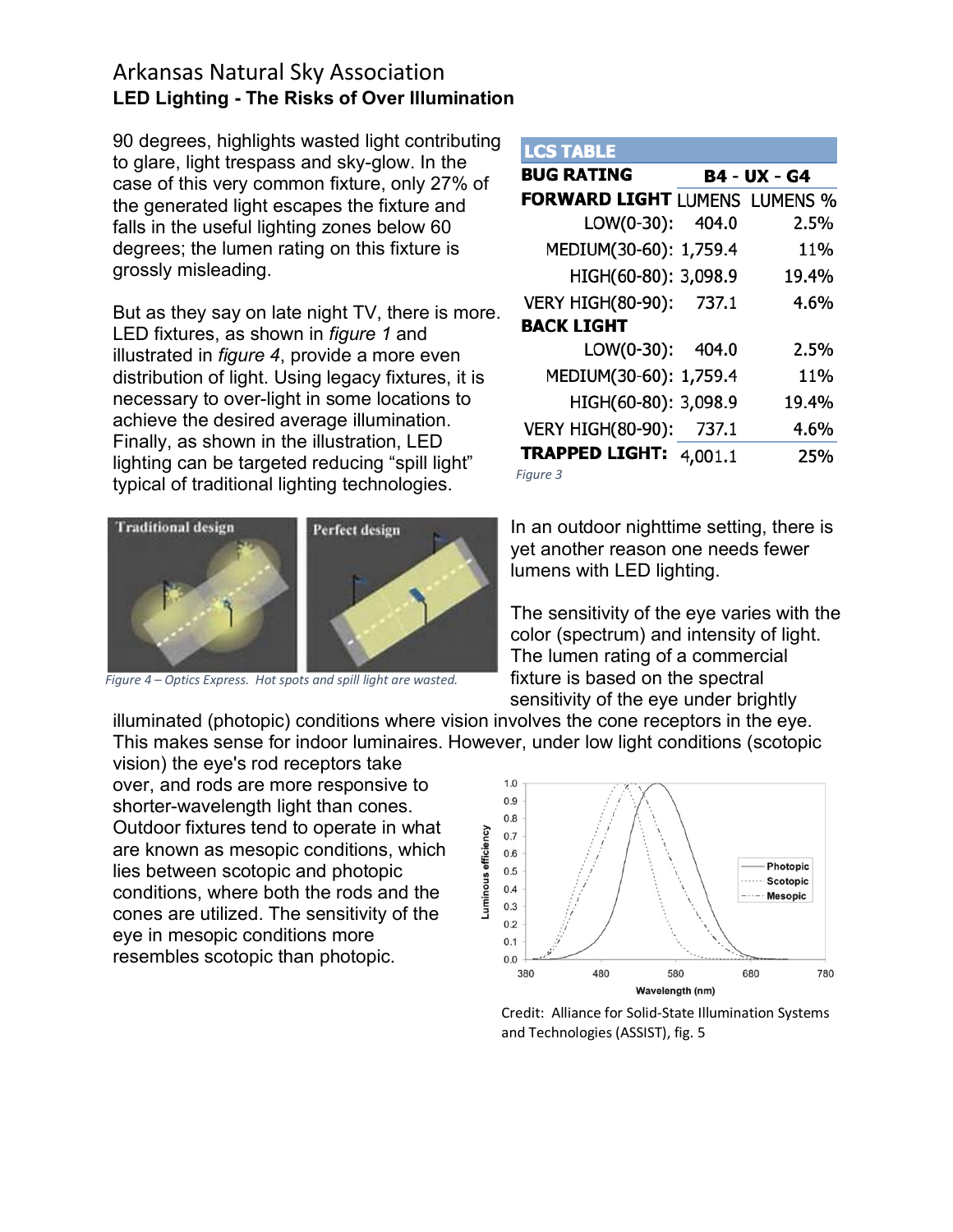90 degrees, highlights wasted light contributing to glare, light trespass and sky-glow. In the case of this very common fixture, only 27% of the generated light escapes the fixture and falls in the useful lighting zones below 60 degrees; the lumen rating on this fixture is grossly misleading.

But as they say on late night TV, there is more. LED fixtures, as shown in *figure 1* and illustrated in *figure 4*, provide a more even distribution of light. Using legacy fixtures, it is necessary to over-light in some locations to achieve the desired average illumination. Finally, as shown in the illustration, LED lighting can be targeted reducing “spill light” typical of traditional lighting technologies.

| **LCS TABLE** | | |
|---|---|---|
| **BUG RATING** | **B4 - UX - G4** | |
| **FORWARD LIGHT** | LUMENS | LUMENS % |
| LOW(0-30): | 404.0 | 2.5% |
| MEDIUM(30-60): | 1,759.4 | 11% |
| HIGH(60-80): | 3,098.9 | 19.4% |
| VERY HIGH(80-90): | 737.1 | 4.6% |
| **BACK LIGHT** | | |
| LOW(0-30): | 404.0 | 2.5% |
| MEDIUM(30-60): | 1,759.4 | 11% |
| HIGH(60-80): | 3,098.9 | 19.4% |
| VERY HIGH(80-90): | 737.1 | 4.6% |
| **TRAPPED LIGHT:** | 4,001.1 | 25% |

*Figure 3*

*Figure 4 – Optics Express. Hot spots and spill light are wasted.*

In an outdoor nighttime setting, there is yet another reason one needs fewer lumens with LED lighting.

The sensitivity of the eye varies with the color (spectrum) and intensity of light. The lumen rating of a commercial fixture is based on the spectral sensitivity of the eye under brightly illuminated (photopic) conditions where vision involves the cone receptors in the eye. This makes sense for indoor luminaires. However, under low light conditions (scotopic vision) the eye's rod receptors take over, and rods are more responsive to shorter-wavelength light than cones. Outdoor fixtures tend to operate in what are known as mesopic conditions, which lies between scotopic and photopic conditions, where both the rods and the cones are utilized. The sensitivity of the eye in mesopic conditions more resembles scotopic than photopic.

Credit: Alliance for Solid-State Illumination Systems and Technologies (ASSIST), fig. 5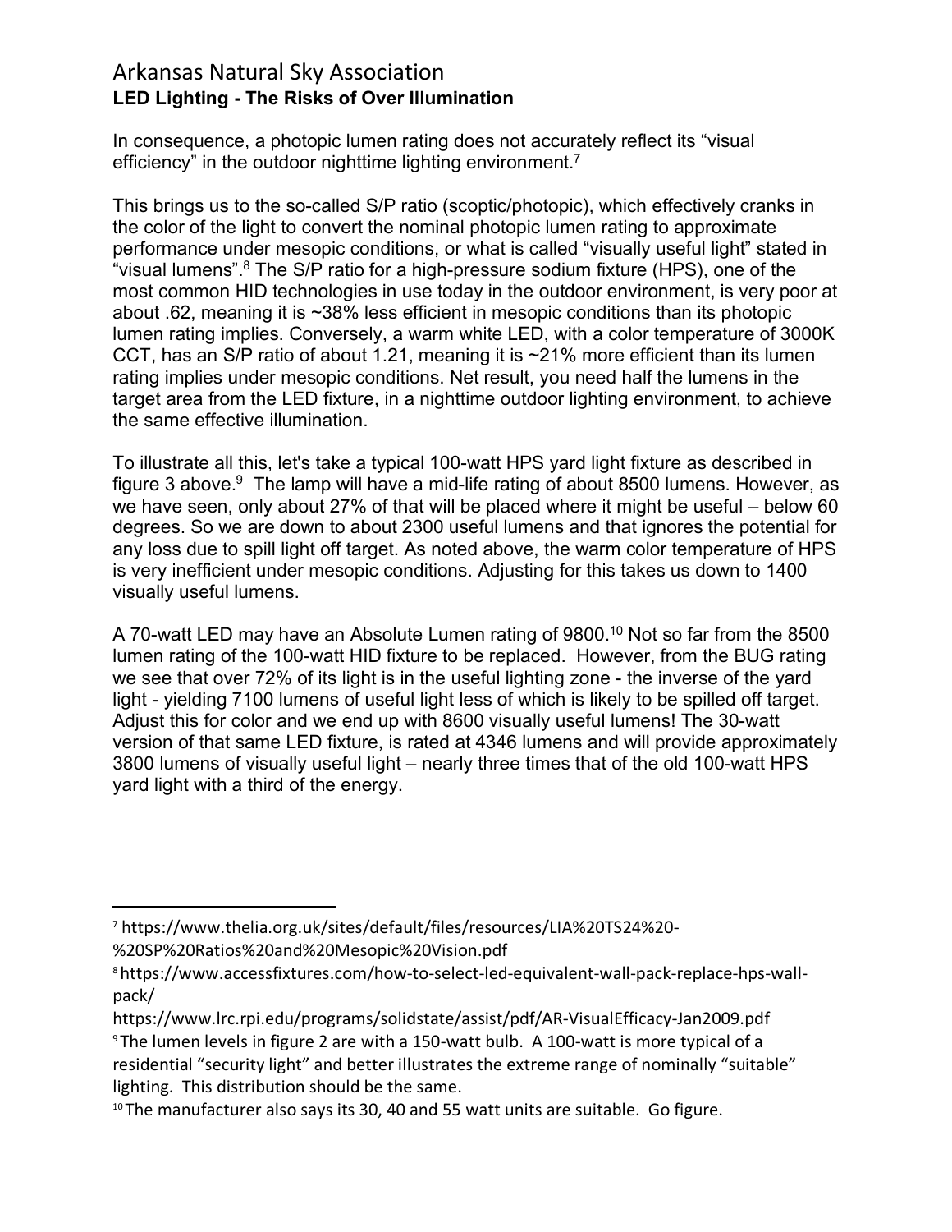In consequence, a photopic lumen rating does not accurately reflect its “visual efficiency” in the outdoor nighttime lighting environment.[7]

This brings us to the so-called S/P ratio (scoptic/photopic), which effectively cranks in the color of the light to convert the nominal photopic lumen rating to approximate performance under mesopic conditions, or what is called “visually useful light” stated in “visual lumens”.[8] The S/P ratio for a high-pressure sodium fixture (HPS), one of the most common HID technologies in use today in the outdoor environment, is very poor at about .62, meaning it is ~38% less efficient in mesopic conditions than its photopic lumen rating implies. Conversely, a warm white LED, with a color temperature of 3000K CCT, has an S/P ratio of about 1.21, meaning it is ~21% more efficient than its lumen rating implies under mesopic conditions. Net result, you need half the lumens in the target area from the LED fixture, in a nighttime outdoor lighting environment, to achieve the same effective illumination.

To illustrate all this, let's take a typical 100-watt HPS yard light fixture as described in figure 3 above.[9] The lamp will have a mid-life rating of about 8500 lumens. However, as we have seen, only about 27% of that will be placed where it might be useful – below 60 degrees. So we are down to about 2300 useful lumens and that ignores the potential for any loss due to spill light off target. As noted above, the warm color temperature of HPS is very inefficient under mesopic conditions. Adjusting for this takes us down to 1400 visually useful lumens.

A 70-watt LED may have an Absolute Lumen rating of 9800.[10] Not so far from the 8500 lumen rating of the 100-watt HID fixture to be replaced. However, from the BUG rating we see that over 72% of its light is in the useful lighting zone - the inverse of the yard light - yielding 7100 lumens of useful light less of which is likely to be spilled off target. Adjust this for color and we end up with 8600 visually useful lumens! The 30-watt version of that same LED fixture, is rated at 4346 lumens and will provide approximately 3800 lumens of visually useful light – nearly three times that of the old 100-watt HPS yard light with a third of the energy.

---

[7] https://www.thelia.org.uk/sites/default/files/resources/LIA%20TS24%20-%20SP%20Ratios%20and%20Mesopic%20Vision.pdf

[8] https://www.accessfixtures.com/how-to-select-led-equivalent-wall-pack-replace-hps-wall-pack/
https://www.lrc.rpi.edu/programs/solidstate/assist/pdf/AR-VisualEfficacy-Jan2009.pdf

[9] The lumen levels in figure 2 are with a 150-watt bulb. A 100-watt is more typical of a residential “security light” and better illustrates the extreme range of nominally “suitable” lighting. This distribution should be the same.

[10] The manufacturer also says its 30, 40 and 55 watt units are suitable. Go figure.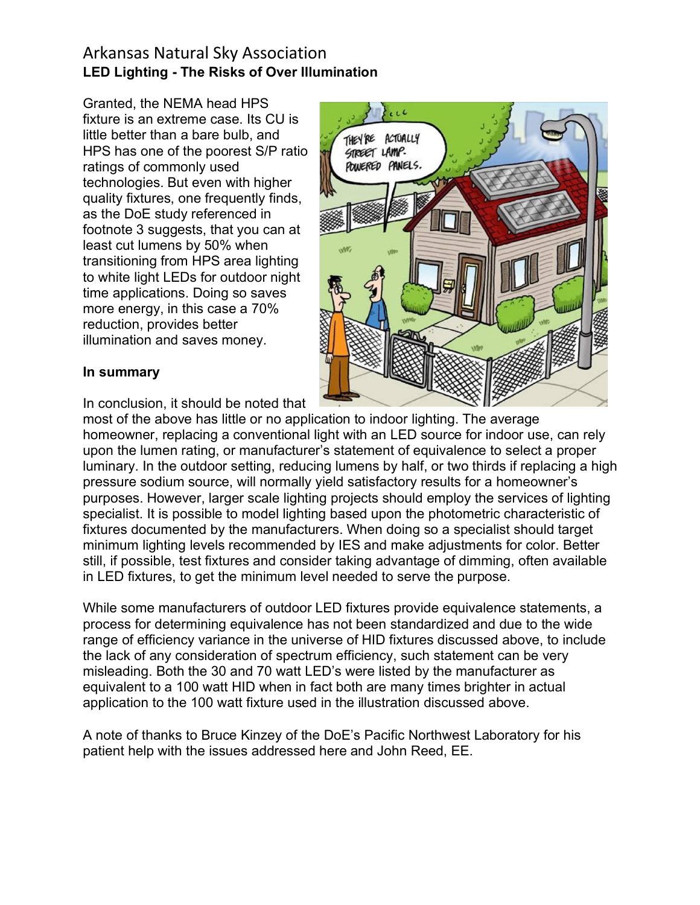Arkansas Natural Sky Association

**LED Lighting - The Risks of Over Illumination**

Granted, the NEMA head HPS fixture is an extreme case. Its CU is little better than a bare bulb, and HPS has one of the poorest S/P ratio ratings of commonly used technologies. But even with higher quality fixtures, one frequently finds, as the DoE study referenced in footnote 3 suggests, that you can at least cut lumens by 50% when transitioning from HPS area lighting to white light LEDs for outdoor night time applications. Doing so saves more energy, in this case a 70% reduction, provides better illumination and saves money.

**In summary**

In conclusion, it should be noted that most of the above has little or no application to indoor lighting. The average homeowner, replacing a conventional light with an LED source for indoor use, can rely upon the lumen rating, or manufacturer's statement of equivalence to select a proper luminary. In the outdoor setting, reducing lumens by half, or two thirds if replacing a high pressure sodium source, will normally yield satisfactory results for a homeowner's purposes. However, larger scale lighting projects should employ the services of lighting specialist. It is possible to model lighting based upon the photometric characteristic of fixtures documented by the manufacturers. When doing so a specialist should target minimum lighting levels recommended by IES and make adjustments for color. Better still, if possible, test fixtures and consider taking advantage of dimming, often available in LED fixtures, to get the minimum level needed to serve the purpose.

While some manufacturers of outdoor LED fixtures provide equivalence statements, a process for determining equivalence has not been standardized and due to the wide range of efficiency variance in the universe of HID fixtures discussed above, to include the lack of any consideration of spectrum efficiency, such statement can be very misleading. Both the 30 and 70 watt LED's were listed by the manufacturer as equivalent to a 100 watt HID when in fact both are many times brighter in actual application to the 100 watt fixture used in the illustration discussed above.

A note of thanks to Bruce Kinzey of the DoE's Pacific Northwest Laboratory for his patient help with the issues addressed here and John Reed, EE.